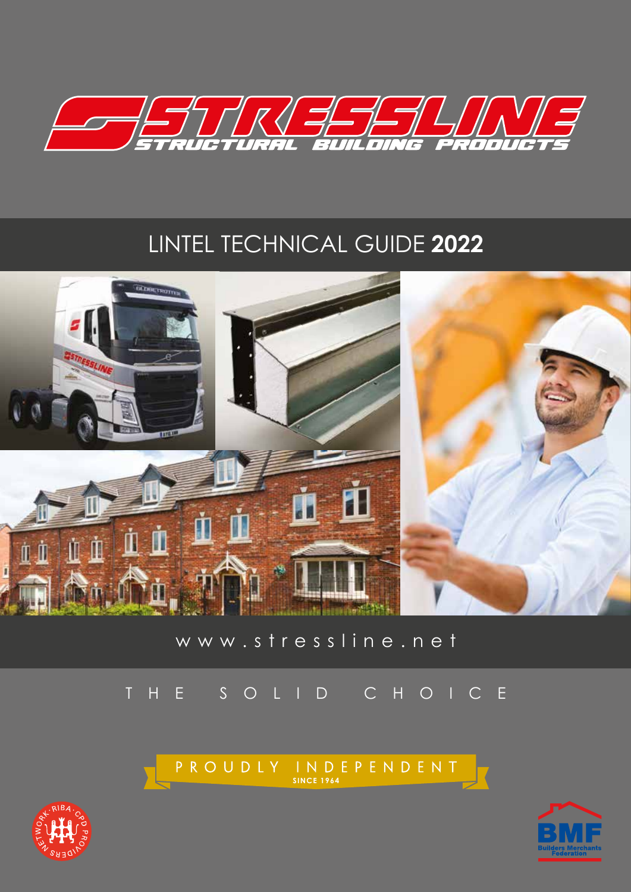# STRESSLINE

STRUCTURAL BUILDING PRODUCTS

## LINTEL TECHNICAL GUIDE **2022**

www.stressline.net

THE SOLID CHOICE

PROUDLY INDEPENDENT
SINCE 1964

RIBA CPD PROVIDERS NETWORK

BMF Builders Merchants Federation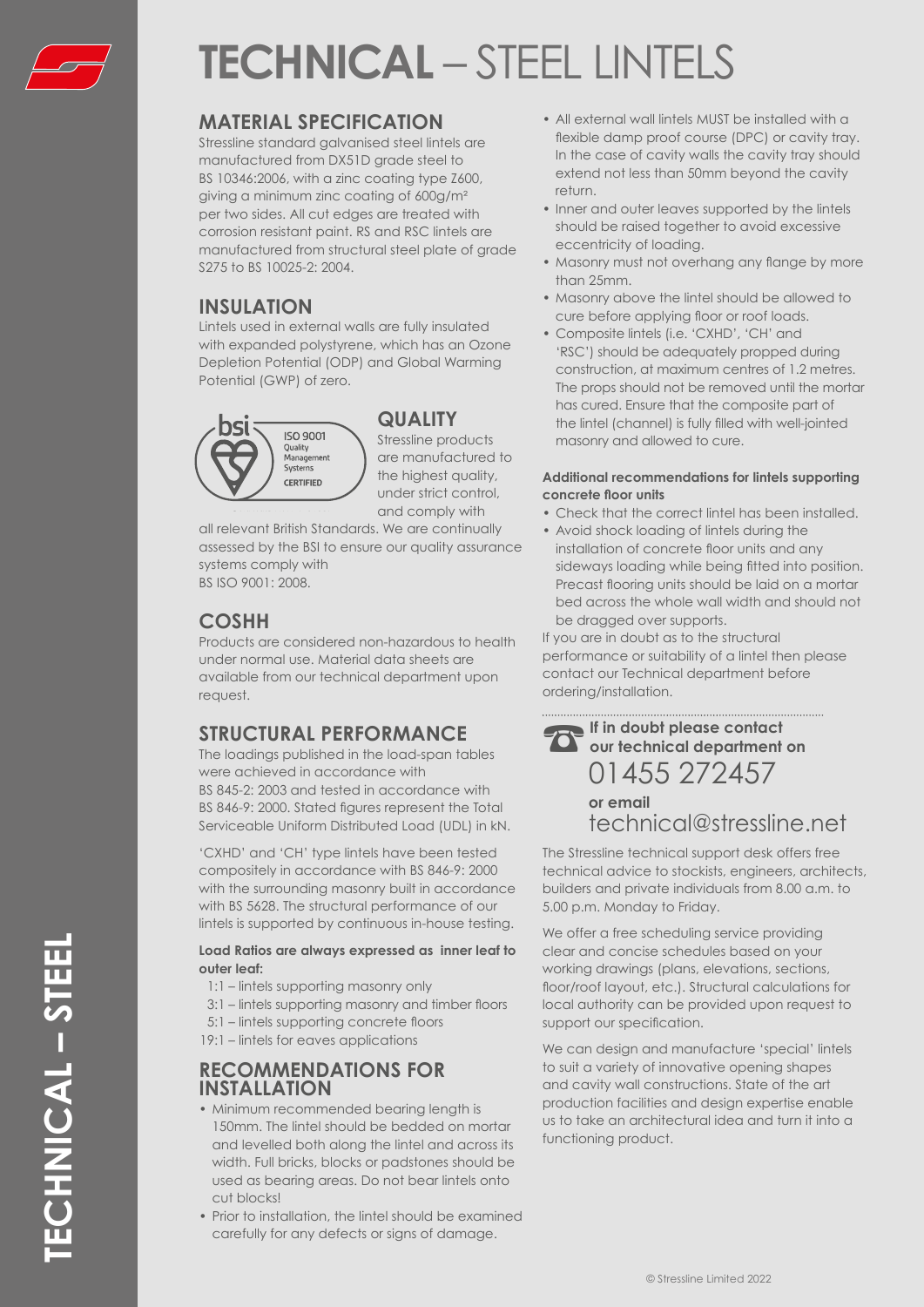# TECHNICAL – STEEL LINTELS

## MATERIAL SPECIFICATION

Stressline standard galvanised steel lintels are manufactured from DX51D grade steel to BS 10346:2006, with a zinc coating type Z600, giving a minimum zinc coating of 600g/m² per two sides. All cut edges are treated with corrosion resistant paint. RS and RSC lintels are manufactured from structural steel plate of grade S275 to BS 10025-2: 2004.

## INSULATION

Lintels used in external walls are fully insulated with expanded polystyrene, which has an Ozone Depletion Potential (ODP) and Global Warming Potential (GWP) of zero.

## QUALITY

bsi ISO 9001 Quality Management Systems CERTIFIED

Stressline products are manufactured to the highest quality, under strict control, and comply with all relevant British Standards. We are continually assessed by the BSI to ensure our quality assurance systems comply with BS ISO 9001: 2008.

## COSHH

Products are considered non-hazardous to health under normal use. Material data sheets are available from our technical department upon request.

## STRUCTURAL PERFORMANCE

The loadings published in the load-span tables were achieved in accordance with BS 845-2: 2003 and tested in accordance with BS 846-9: 2000. Stated figures represent the Total Serviceable Uniform Distributed Load (UDL) in kN.

'CXHD' and 'CH' type lintels have been tested compositely in accordance with BS 846-9: 2000 with the surrounding masonry built in accordance with BS 5628. The structural performance of our lintels is supported by continuous in-house testing.

**Load Ratios are always expressed as inner leaf to outer leaf:**

1:1 – lintels supporting masonry only
3:1 – lintels supporting masonry and timber floors
5:1 – lintels supporting concrete floors
19:1 – lintels for eaves applications

## RECOMMENDATIONS FOR INSTALLATION

- Minimum recommended bearing length is 150mm. The lintel should be bedded on mortar and levelled both along the lintel and across its width. Full bricks, blocks or padstones should be used as bearing areas. Do not bear lintels onto cut blocks!
- Prior to installation, the lintel should be examined carefully for any defects or signs of damage.
- All external wall lintels MUST be installed with a flexible damp proof course (DPC) or cavity tray. In the case of cavity walls the cavity tray should extend not less than 50mm beyond the cavity return.
- Inner and outer leaves supported by the lintels should be raised together to avoid excessive eccentricity of loading.
- Masonry must not overhang any flange by more than 25mm.
- Masonry above the lintel should be allowed to cure before applying floor or roof loads.
- Composite lintels (i.e. 'CXHD', 'CH' and 'RSC') should be adequately propped during construction, at maximum centres of 1.2 metres. The props should not be removed until the mortar has cured. Ensure that the composite part of the lintel (channel) is fully filled with well-jointed masonry and allowed to cure.

**Additional recommendations for lintels supporting concrete floor units**

- Check that the correct lintel has been installed.
- Avoid shock loading of lintels during the installation of concrete floor units and any sideways loading while being fitted into position. Precast flooring units should be laid on a mortar bed across the whole wall width and should not be dragged over supports.

If you are in doubt as to the structural performance or suitability of a lintel then please contact our Technical department before ordering/installation.

**If in doubt please contact our technical department on**
01455 272457
**or email**
technical@stressline.net

The Stressline technical support desk offers free technical advice to stockists, engineers, architects, builders and private individuals from 8.00 a.m. to 5.00 p.m. Monday to Friday.

We offer a free scheduling service providing clear and concise schedules based on your working drawings (plans, elevations, sections, floor/roof layout, etc.). Structural calculations for local authority can be provided upon request to support our specification.

We can design and manufacture 'special' lintels to suit a variety of innovative opening shapes and cavity wall constructions. State of the art production facilities and design expertise enable us to take an architectural idea and turn it into a functioning product.

© Stressline Limited 2022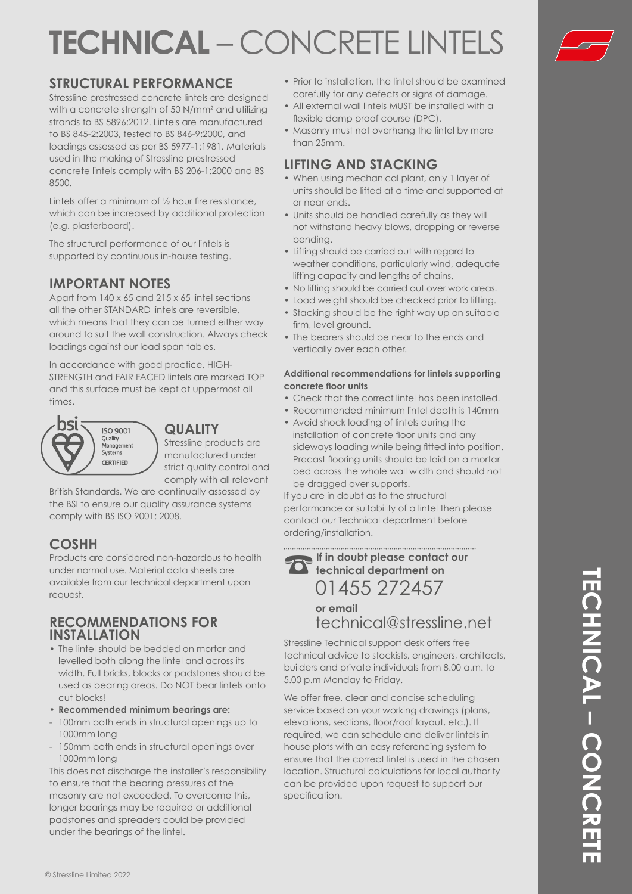# TECHNICAL – CONCRETE LINTELS

## STRUCTURAL PERFORMANCE

Stressline prestressed concrete lintels are designed with a concrete strength of 50 N/mm² and utilizing strands to BS 5896:2012. Lintels are manufactured to BS 845-2:2003, tested to BS 846-9:2000, and loadings assessed as per BS 5977-1:1981. Materials used in the making of Stressline prestressed concrete lintels comply with BS 206-1:2000 and BS 8500.

Lintels offer a minimum of ½ hour fire resistance, which can be increased by additional protection (e.g. plasterboard).

The structural performance of our lintels is supported by continuous in-house testing.

## IMPORTANT NOTES

Apart from 140 x 65 and 215 x 65 lintel sections all the other STANDARD lintels are reversible, which means that they can be turned either way around to suit the wall construction. Always check loadings against our load span tables.

In accordance with good practice, HIGH-STRENGTH and FAIR FACED lintels are marked TOP and this surface must be kept at uppermost all times.

bsi ISO 9001 Quality Management Systems CERTIFIED

## QUALITY

Stressline products are manufactured under strict quality control and comply with all relevant British Standards. We are continually assessed by the BSI to ensure our quality assurance systems comply with BS ISO 9001: 2008.

## COSHH

Products are considered non-hazardous to health under normal use. Material data sheets are available from our technical department upon request.

## RECOMMENDATIONS FOR INSTALLATION

- The lintel should be bedded on mortar and levelled both along the lintel and across its width. Full bricks, blocks or padstones should be used as bearing areas. Do NOT bear lintels onto cut blocks!
- **Recommended minimum bearings are:**
  - 100mm both ends in structural openings up to 1000mm long
  - 150mm both ends in structural openings over 1000mm long

This does not discharge the installer's responsibility to ensure that the bearing pressures of the masonry are not exceeded. To overcome this, longer bearings may be required or additional padstones and spreaders could be provided under the bearings of the lintel.

- Prior to installation, the lintel should be examined carefully for any defects or signs of damage.
- All external wall lintels MUST be installed with a flexible damp proof course (DPC).
- Masonry must not overhang the lintel by more than 25mm.

## LIFTING AND STACKING

- When using mechanical plant, only 1 layer of units should be lifted at a time and supported at or near ends.
- Units should be handled carefully as they will not withstand heavy blows, dropping or reverse bending.
- Lifting should be carried out with regard to weather conditions, particularly wind, adequate lifting capacity and lengths of chains.
- No lifting should be carried out over work areas.
- Load weight should be checked prior to lifting.
- Stacking should be the right way up on suitable firm, level ground.
- The bearers should be near to the ends and vertically over each other.

**Additional recommendations for lintels supporting concrete floor units**

- Check that the correct lintel has been installed.
- Recommended minimum lintel depth is 140mm
- Avoid shock loading of lintels during the installation of concrete floor units and any sideways loading while being fitted into position. Precast flooring units should be laid on a mortar bed across the whole wall width and should not be dragged over supports.

If you are in doubt as to the structural performance or suitability of a lintel then please contact our Technical department before ordering/installation.

**If in doubt please contact our technical department on**
01455 272457

**or email**
technical@stressline.net

Stressline Technical support desk offers free technical advice to stockists, engineers, architects, builders and private individuals from 8.00 a.m. to 5.00 p.m Monday to Friday.

We offer free, clear and concise scheduling service based on your working drawings (plans, elevations, sections, floor/roof layout, etc.). If required, we can schedule and deliver lintels in house plots with an easy referencing system to ensure that the correct lintel is used in the chosen location. Structural calculations for local authority can be provided upon request to support our specification.

© Stressline Limited 2022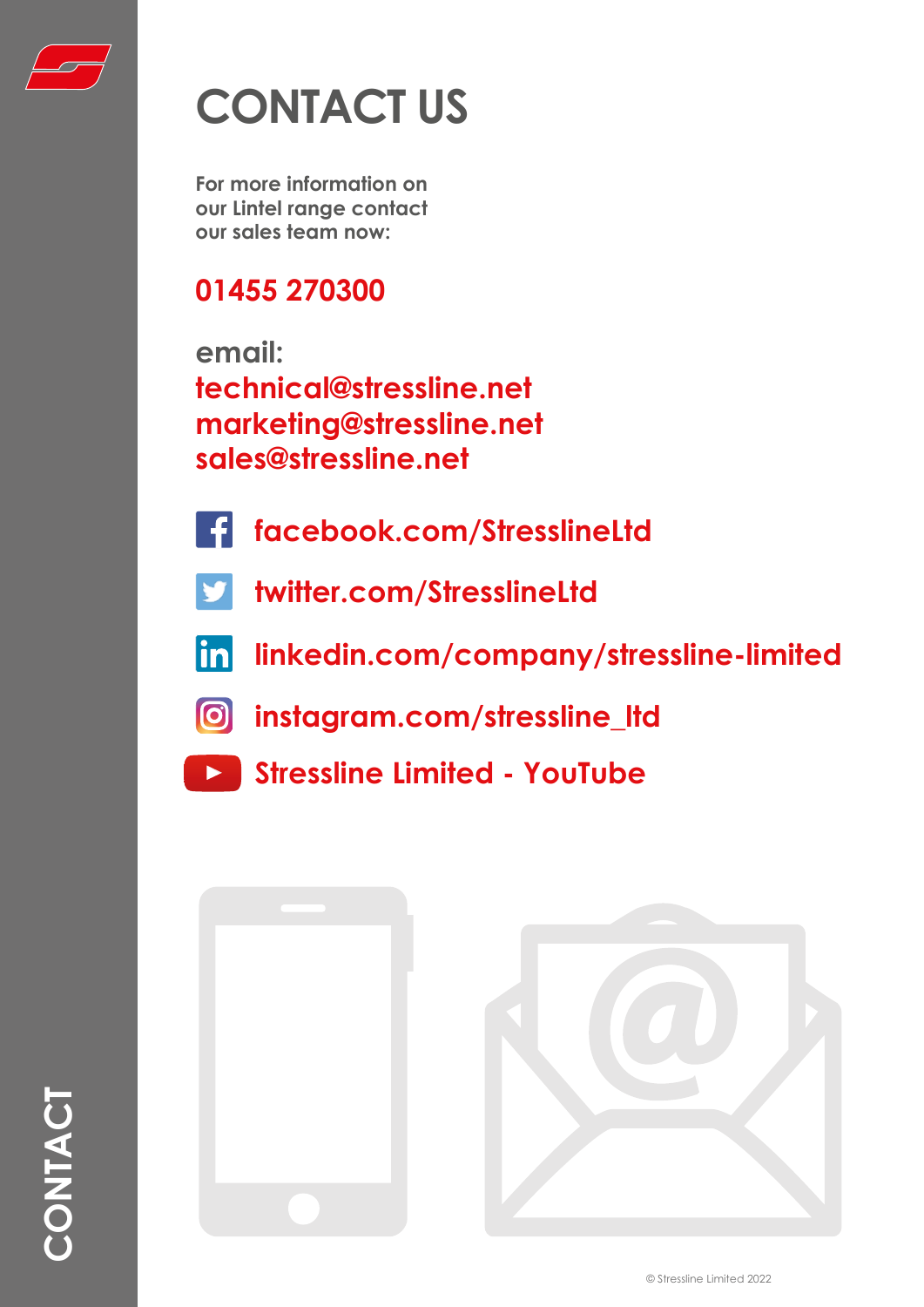# CONTACT US

**For more information on our Lintel range contact our sales team now:**

**01455 270300**

**email:**
**technical@stressline.net**
**marketing@stressline.net**
**sales@stressline.net**

**facebook.com/StresslineLtd**

**twitter.com/StresslineLtd**

**linkedin.com/company/stressline-limited**

**instagram.com/stressline_ltd**

**Stressline Limited - YouTube**

CONTACT

© Stressline Limited 2022